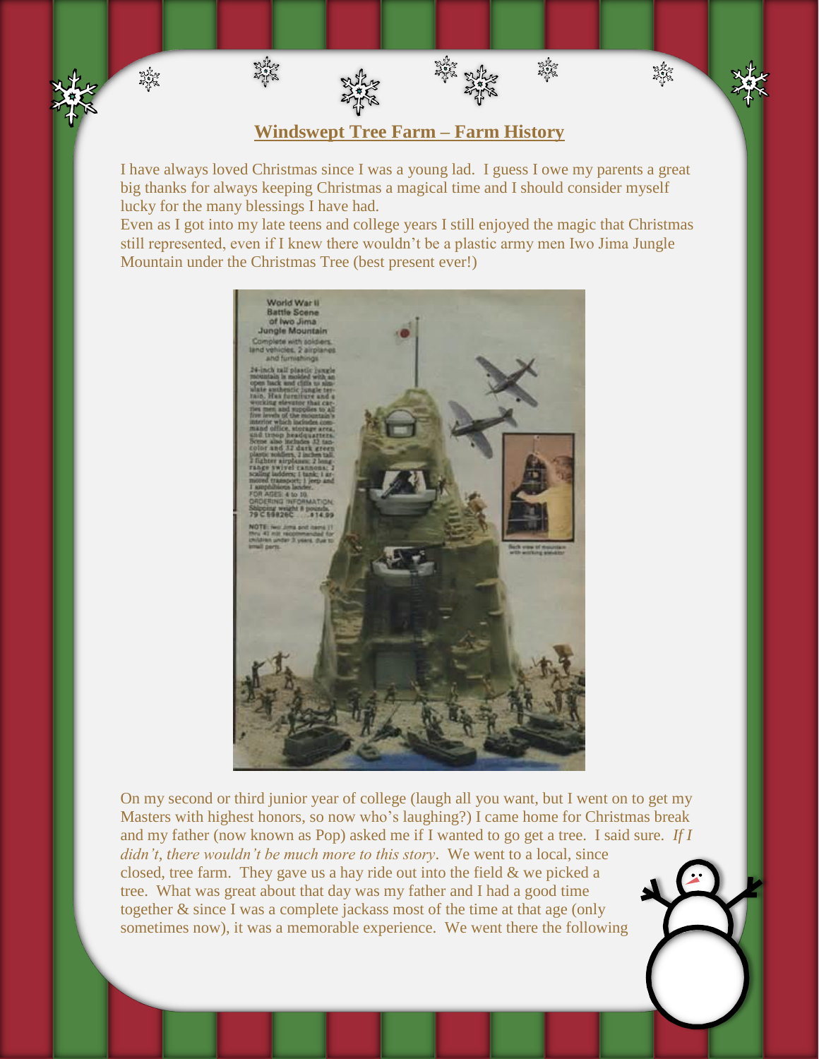## Windswept Tree Farm – Farm History

I have always loved Christmas since I was a young lad. I guess I owe my parents a great big thanks for always keeping Christmas a magical time and I should consider myself lucky for the many blessings I have had.

Even as I got into my late teens and college years I still enjoyed the magic that Christmas still represented, even if I knew there wouldn't be a plastic army men Iwo Jima Jungle Mountain under the Christmas Tree (best present ever!)

On my second or third junior year of college (laugh all you want, but I went on to get my Masters with highest honors, so now who's laughing?) I came home for Christmas break and my father (now known as Pop) asked me if I wanted to go get a tree. I said sure. *If I didn't, there wouldn't be much more to this story*. We went to a local, since closed, tree farm. They gave us a hay ride out into the field & we picked a tree. What was great about that day was my father and I had a good time together & since I was a complete jackass most of the time at that age (only sometimes now), it was a memorable experience. We went there the following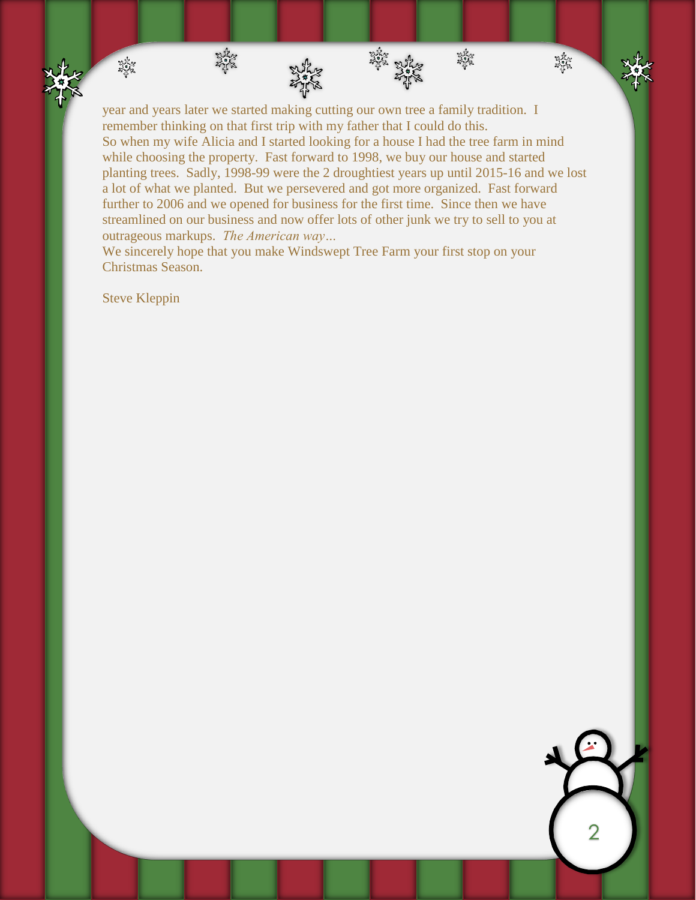year and years later we started making cutting our own tree a family tradition. I remember thinking on that first trip with my father that I could do this.
So when my wife Alicia and I started looking for a house I had the tree farm in mind while choosing the property. Fast forward to 1998, we buy our house and started planting trees. Sadly, 1998-99 were the 2 droughtiest years up until 2015-16 and we lost a lot of what we planted. But we persevered and got more organized. Fast forward further to 2006 and we opened for business for the first time. Since then we have streamlined on our business and now offer lots of other junk we try to sell to you at outrageous markups. *The American way…*
We sincerely hope that you make Windswept Tree Farm your first stop on your Christmas Season.

Steve Kleppin